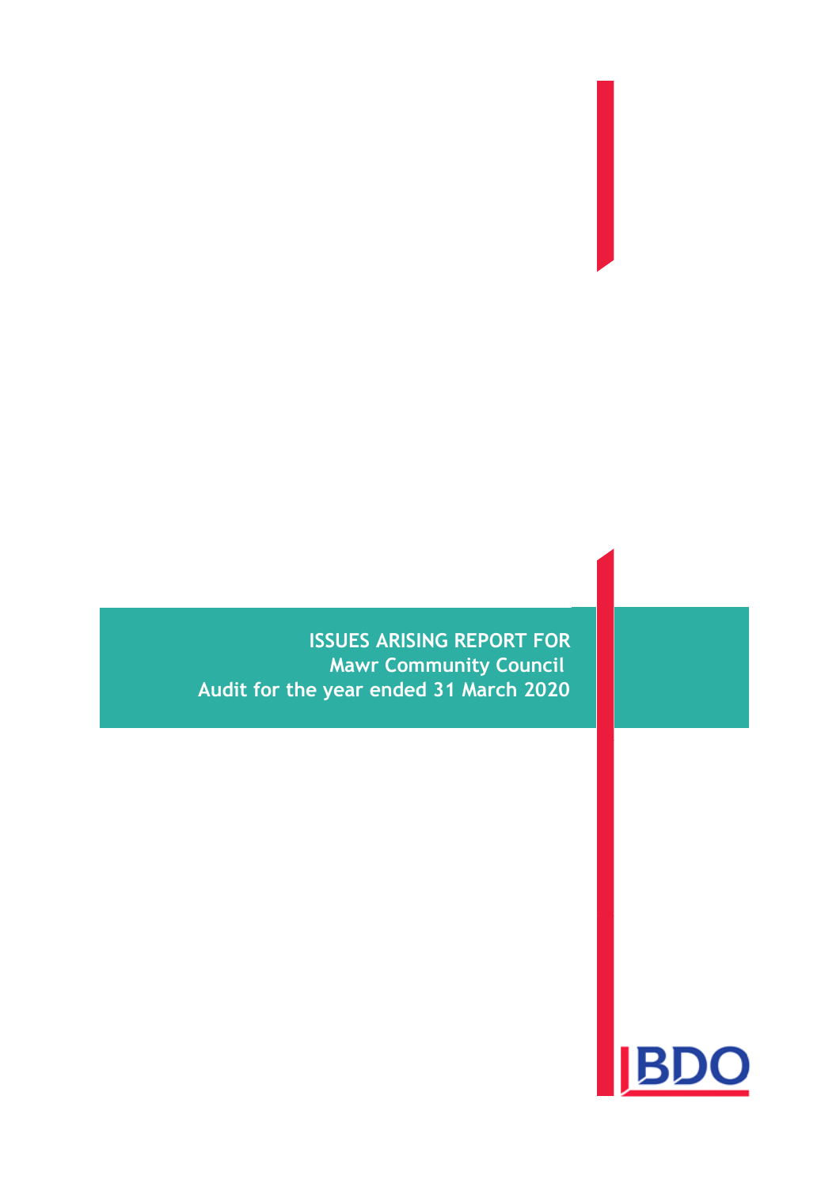# ISSUES ARISING REPORT FOR
## Mawr Community Council
## Audit for the year ended 31 March 2020

BDO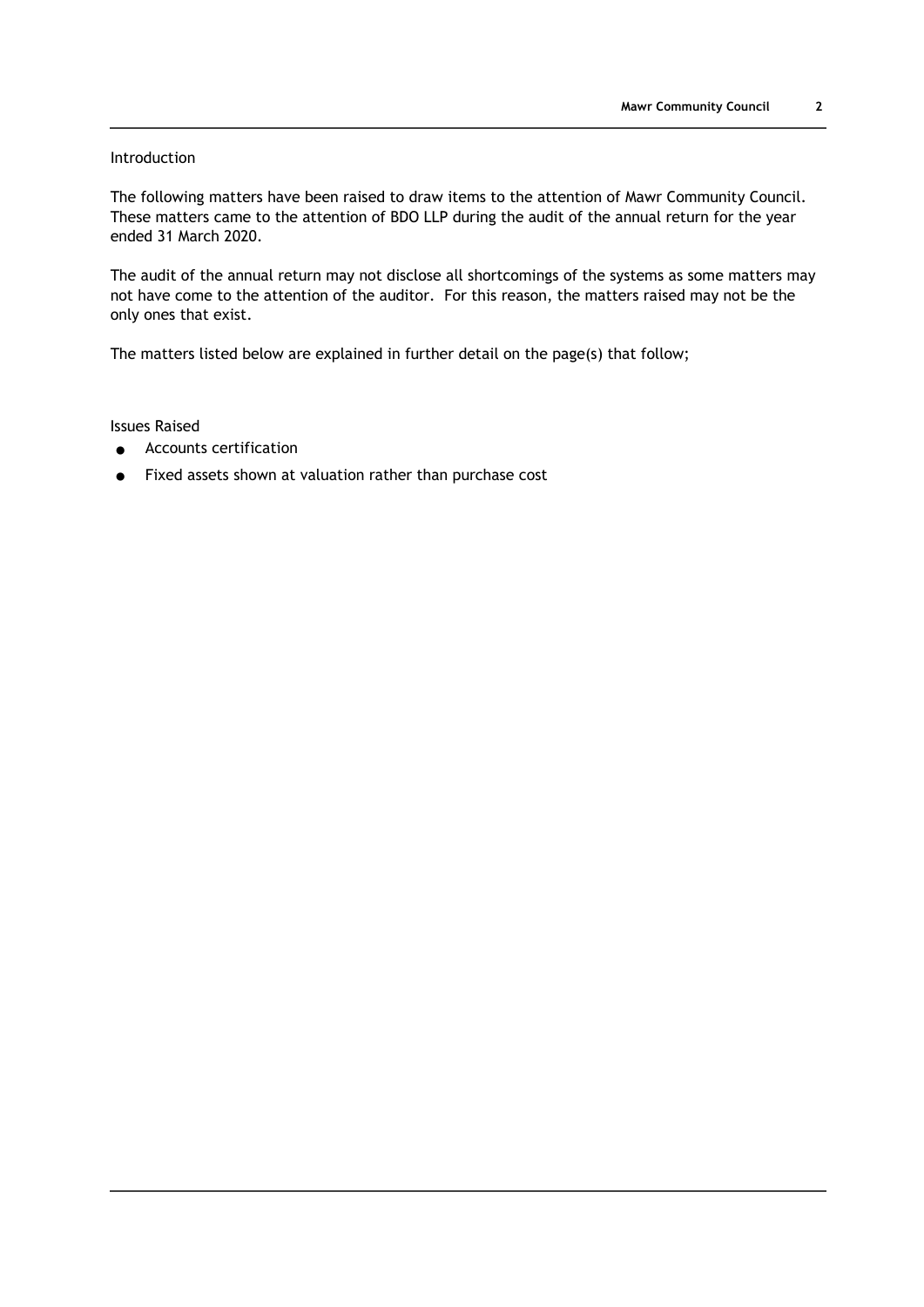Introduction

The following matters have been raised to draw items to the attention of Mawr Community Council. These matters came to the attention of BDO LLP during the audit of the annual return for the year ended 31 March 2020.

The audit of the annual return may not disclose all shortcomings of the systems as some matters may not have come to the attention of the auditor. For this reason, the matters raised may not be the only ones that exist.

The matters listed below are explained in further detail on the page(s) that follow;

Issues Raised

- Accounts certification
- Fixed assets shown at valuation rather than purchase cost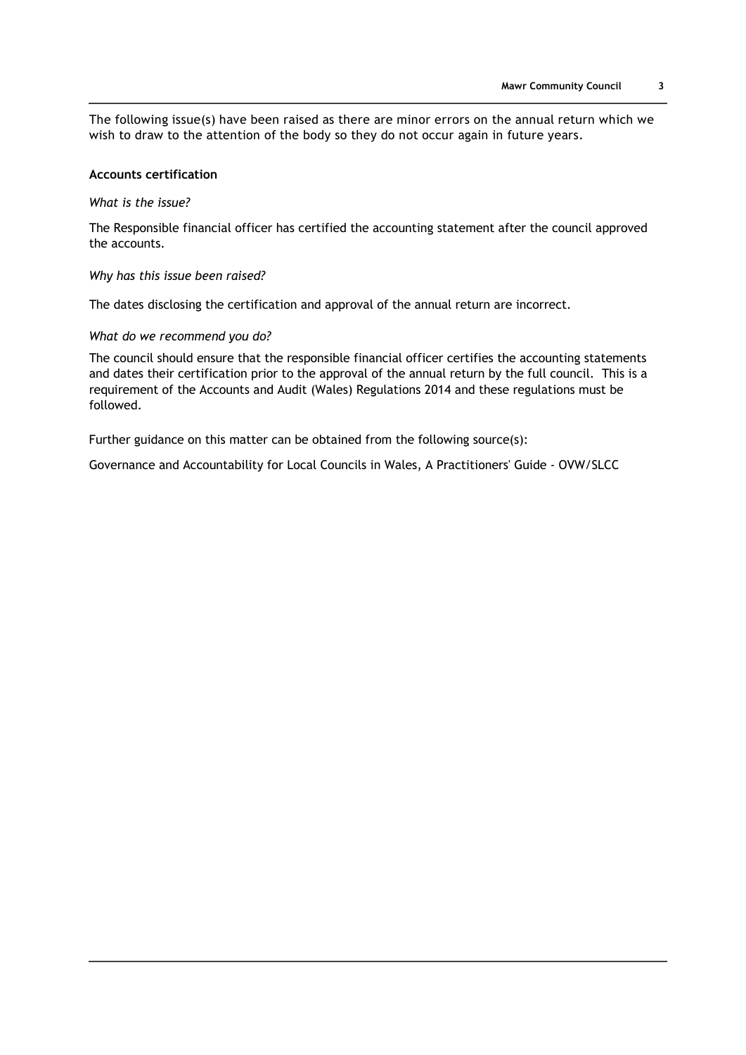The following issue(s) have been raised as there are minor errors on the annual return which we wish to draw to the attention of the body so they do not occur again in future years.

**Accounts certification**

*What is the issue?*

The Responsible financial officer has certified the accounting statement after the council approved the accounts.

*Why has this issue been raised?*

The dates disclosing the certification and approval of the annual return are incorrect.

*What do we recommend you do?*

The council should ensure that the responsible financial officer certifies the accounting statements and dates their certification prior to the approval of the annual return by the full council. This is a requirement of the Accounts and Audit (Wales) Regulations 2014 and these regulations must be followed.

Further guidance on this matter can be obtained from the following source(s):

Governance and Accountability for Local Councils in Wales, A Practitioners' Guide - OVW/SLCC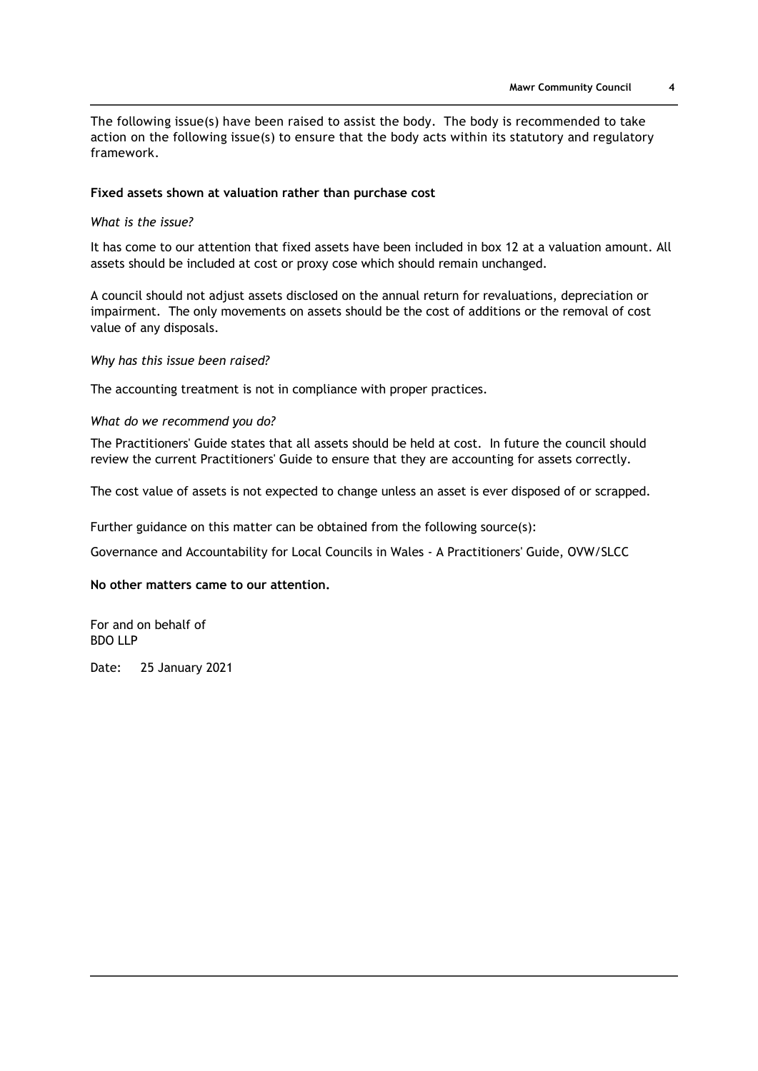The following issue(s) have been raised to assist the body. The body is recommended to take action on the following issue(s) to ensure that the body acts within its statutory and regulatory framework.

**Fixed assets shown at valuation rather than purchase cost**

*What is the issue?*

It has come to our attention that fixed assets have been included in box 12 at a valuation amount. All assets should be included at cost or proxy cose which should remain unchanged.

A council should not adjust assets disclosed on the annual return for revaluations, depreciation or impairment. The only movements on assets should be the cost of additions or the removal of cost value of any disposals.

*Why has this issue been raised?*

The accounting treatment is not in compliance with proper practices.

*What do we recommend you do?*

The Practitioners' Guide states that all assets should be held at cost. In future the council should review the current Practitioners' Guide to ensure that they are accounting for assets correctly.

The cost value of assets is not expected to change unless an asset is ever disposed of or scrapped.

Further guidance on this matter can be obtained from the following source(s):

Governance and Accountability for Local Councils in Wales - A Practitioners' Guide, OVW/SLCC

**No other matters came to our attention.**

For and on behalf of
BDO LLP

Date: 25 January 2021